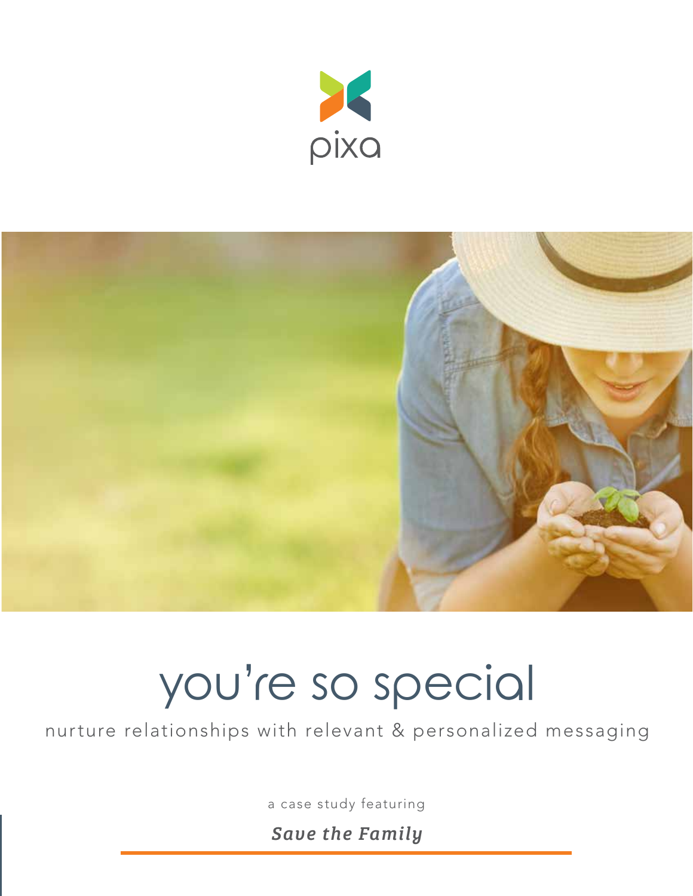pixa

# you're so special

nurture relationships with relevant & personalized messaging

a case study featuring

***Save the Family***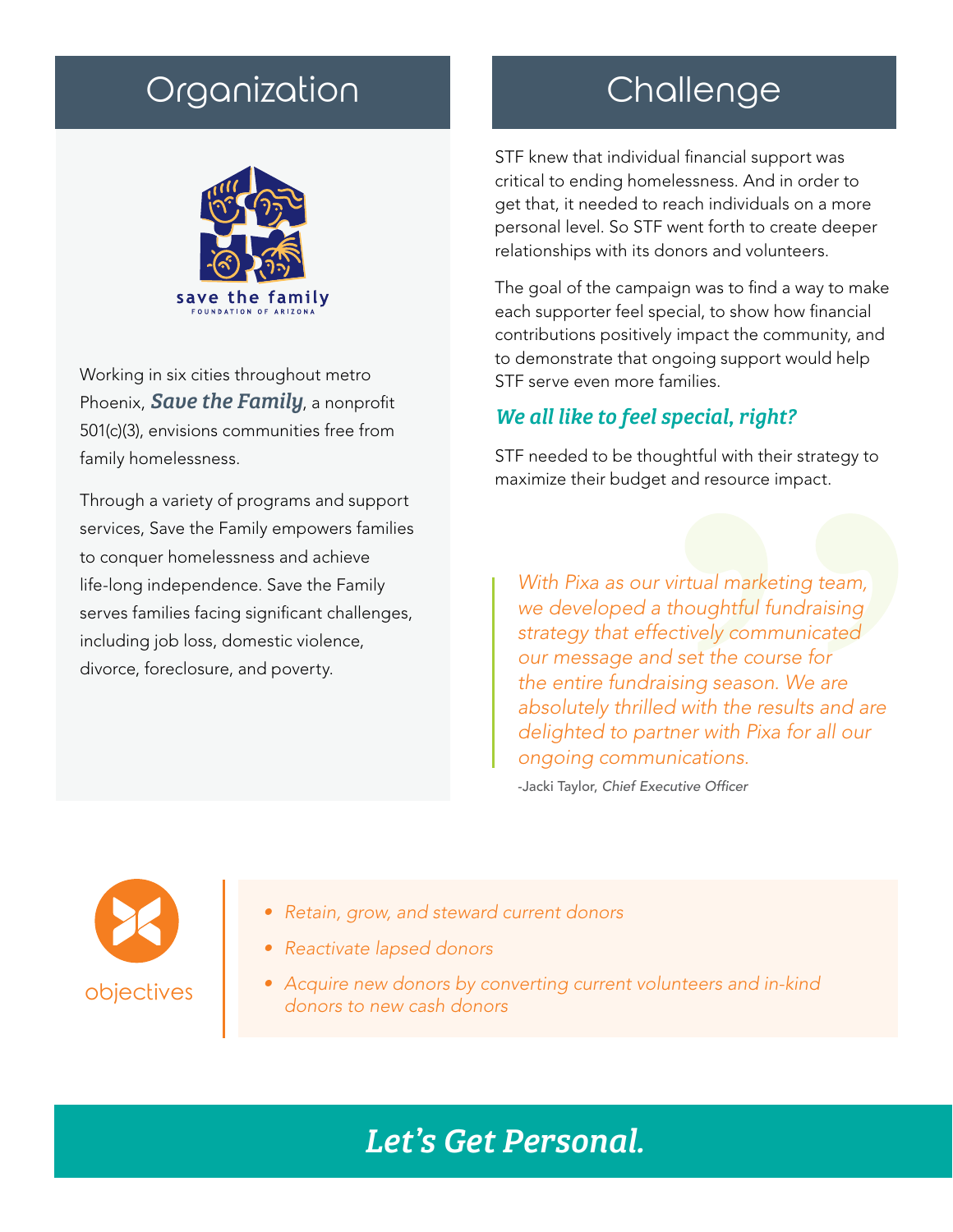## Organization

save the family
FOUNDATION OF ARIZONA

Working in six cities throughout metro Phoenix, ***Save the Family***, a nonprofit 501(c)(3), envisions communities free from family homelessness.

Through a variety of programs and support services, Save the Family empowers families to conquer homelessness and achieve life-long independence. Save the Family serves families facing significant challenges, including job loss, domestic violence, divorce, foreclosure, and poverty.

## Challenge

STF knew that individual financial support was critical to ending homelessness. And in order to get that, it needed to reach individuals on a more personal level. So STF went forth to create deeper relationships with its donors and volunteers.

The goal of the campaign was to find a way to make each supporter feel special, to show how financial contributions positively impact the community, and to demonstrate that ongoing support would help STF serve even more families.

***We all like to feel special, right?***

STF needed to be thoughtful with their strategy to maximize their budget and resource impact.

> *With Pixa as our virtual marketing team, we developed a thoughtful fundraising strategy that effectively communicated our message and set the course for the entire fundraising season. We are absolutely thrilled with the results and are delighted to partner with Pixa for all our ongoing communications.*
>
> -Jacki Taylor, *Chief Executive Officer*

objectives

- *Retain, grow, and steward current donors*
- *Reactivate lapsed donors*
- *Acquire new donors by converting current volunteers and in-kind donors to new cash donors*

## *Let's Get Personal.*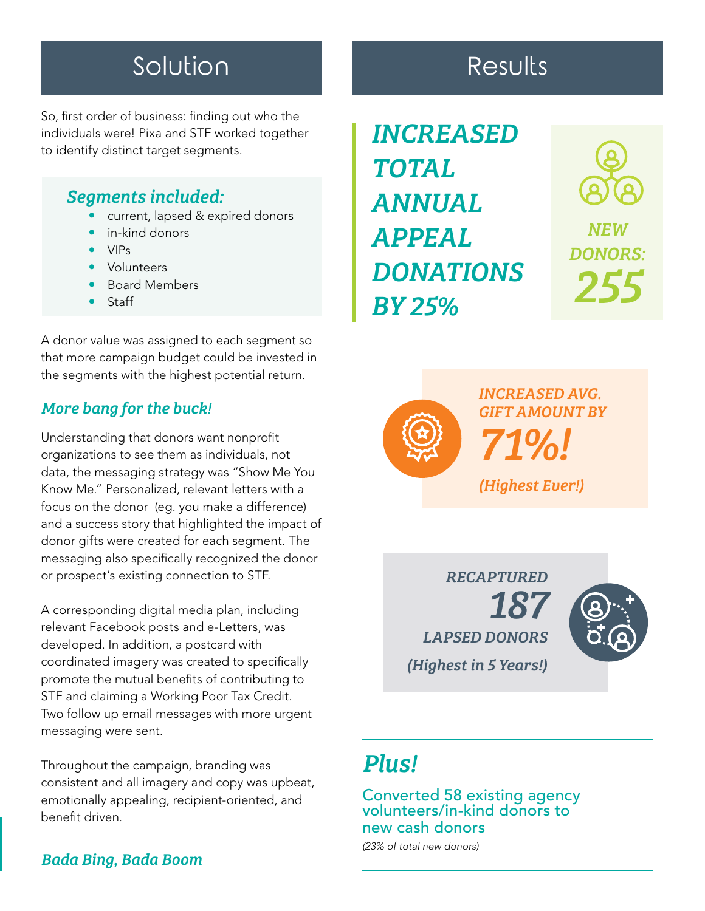## Solution

So, first order of business: finding out who the individuals were! Pixa and STF worked together to identify distinct target segments.

### *Segments included:*

- current, lapsed & expired donors
- in-kind donors
- VIPs
- Volunteers
- Board Members
- Staff

A donor value was assigned to each segment so that more campaign budget could be invested in the segments with the highest potential return.

### *More bang for the buck!*

Understanding that donors want nonprofit organizations to see them as individuals, not data, the messaging strategy was "Show Me You Know Me." Personalized, relevant letters with a focus on the donor (eg. you make a difference) and a success story that highlighted the impact of donor gifts were created for each segment. The messaging also specifically recognized the donor or prospect's existing connection to STF.

A corresponding digital media plan, including relevant Facebook posts and e-Letters, was developed. In addition, a postcard with coordinated imagery was created to specifically promote the mutual benefits of contributing to STF and claiming a Working Poor Tax Credit. Two follow up email messages with more urgent messaging were sent.

Throughout the campaign, branding was consistent and all imagery and copy was upbeat, emotionally appealing, recipient-oriented, and benefit driven.

### *Bada Bing, Bada Boom*

## Results

***INCREASED TOTAL ANNUAL APPEAL DONATIONS BY 25%***

***NEW DONORS: 255***

***INCREASED AVG. GIFT AMOUNT BY 71%!***

*(Highest Ever!)*

***RECAPTURED 187 LAPSED DONORS***

*(Highest in 5 Years!)*

### *Plus!*

Converted 58 existing agency volunteers/in-kind donors to new cash donors

*(23% of total new donors)*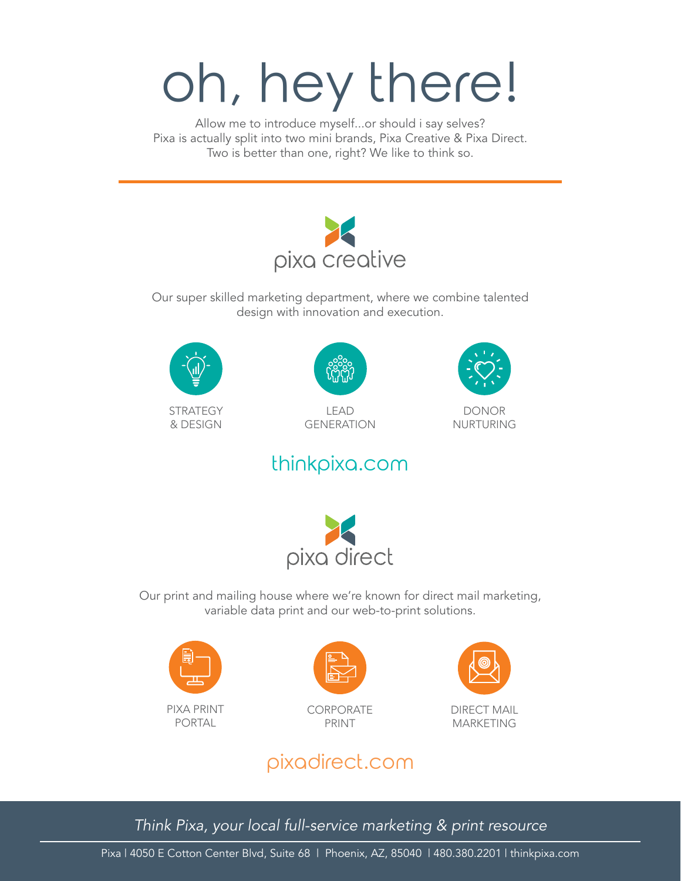# oh, hey there!

Allow me to introduce myself...or should i say selves?
Pixa is actually split into two mini brands, Pixa Creative & Pixa Direct.
Two is better than one, right? We like to think so.

## pixa creative

Our super skilled marketing department, where we combine talented design with innovation and execution.

- STRATEGY & DESIGN
- LEAD GENERATION
- DONOR NURTURING

thinkpixa.com

## pixa direct

Our print and mailing house where we're known for direct mail marketing, variable data print and our web-to-print solutions.

- PIXA PRINT PORTAL
- CORPORATE PRINT
- DIRECT MAIL MARKETING

pixadirect.com

*Think Pixa, your local full-service marketing & print resource*

Pixa | 4050 E Cotton Center Blvd, Suite 68 | Phoenix, AZ, 85040 | 480.380.2201 | thinkpixa.com